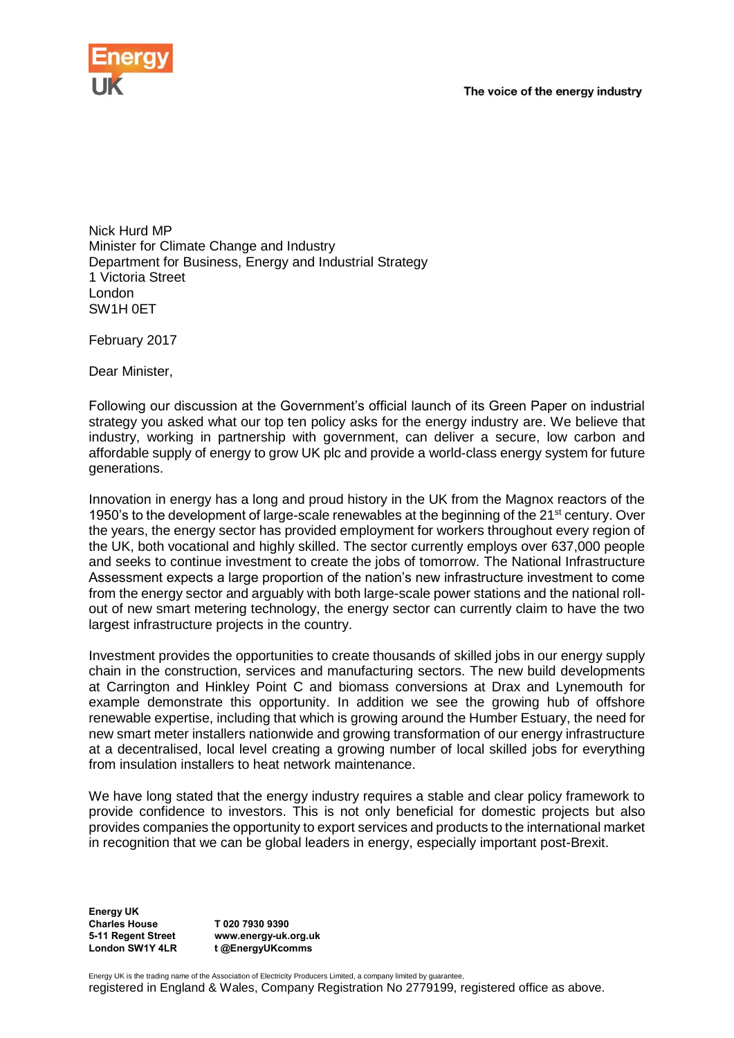The voice of the energy industry

Nick Hurd MP
Minister for Climate Change and Industry
Department for Business, Energy and Industrial Strategy
1 Victoria Street
London
SW1H 0ET

February 2017

Dear Minister,

Following our discussion at the Government's official launch of its Green Paper on industrial strategy you asked what our top ten policy asks for the energy industry are. We believe that industry, working in partnership with government, can deliver a secure, low carbon and affordable supply of energy to grow UK plc and provide a world-class energy system for future generations.

Innovation in energy has a long and proud history in the UK from the Magnox reactors of the 1950's to the development of large-scale renewables at the beginning of the 21st century. Over the years, the energy sector has provided employment for workers throughout every region of the UK, both vocational and highly skilled. The sector currently employs over 637,000 people and seeks to continue investment to create the jobs of tomorrow. The National Infrastructure Assessment expects a large proportion of the nation's new infrastructure investment to come from the energy sector and arguably with both large-scale power stations and the national roll-out of new smart metering technology, the energy sector can currently claim to have the two largest infrastructure projects in the country.

Investment provides the opportunities to create thousands of skilled jobs in our energy supply chain in the construction, services and manufacturing sectors. The new build developments at Carrington and Hinkley Point C and biomass conversions at Drax and Lynemouth for example demonstrate this opportunity. In addition we see the growing hub of offshore renewable expertise, including that which is growing around the Humber Estuary, the need for new smart meter installers nationwide and growing transformation of our energy infrastructure at a decentralised, local level creating a growing number of local skilled jobs for everything from insulation installers to heat network maintenance.

We have long stated that the energy industry requires a stable and clear policy framework to provide confidence to investors. This is not only beneficial for domestic projects but also provides companies the opportunity to export services and products to the international market in recognition that we can be global leaders in energy, especially important post-Brexit.

**Energy UK**
**Charles House**
**5-11 Regent Street**
**London SW1Y 4LR**

**T 020 7930 9390**
**www.energy-uk.org.uk**
**t @EnergyUKcomms**

Energy UK is the trading name of the Association of Electricity Producers Limited, a company limited by guarantee, registered in England & Wales, Company Registration No 2779199, registered office as above.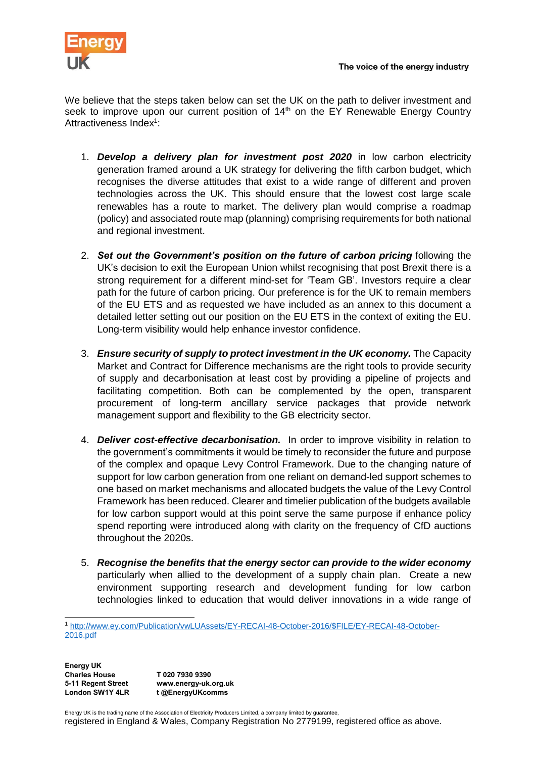We believe that the steps taken below can set the UK on the path to deliver investment and seek to improve upon our current position of 14th on the EY Renewable Energy Country Attractiveness Index[1]:

1. ***Develop a delivery plan for investment post 2020*** in low carbon electricity generation framed around a UK strategy for delivering the fifth carbon budget, which recognises the diverse attitudes that exist to a wide range of different and proven technologies across the UK. This should ensure that the lowest cost large scale renewables has a route to market. The delivery plan would comprise a roadmap (policy) and associated route map (planning) comprising requirements for both national and regional investment.

2. ***Set out the Government's position on the future of carbon pricing*** following the UK's decision to exit the European Union whilst recognising that post Brexit there is a strong requirement for a different mind-set for 'Team GB'. Investors require a clear path for the future of carbon pricing. Our preference is for the UK to remain members of the EU ETS and as requested we have included as an annex to this document a detailed letter setting out our position on the EU ETS in the context of exiting the EU. Long-term visibility would help enhance investor confidence.

3. ***Ensure security of supply to protect investment in the UK economy.*** The Capacity Market and Contract for Difference mechanisms are the right tools to provide security of supply and decarbonisation at least cost by providing a pipeline of projects and facilitating competition. Both can be complemented by the open, transparent procurement of long-term ancillary service packages that provide network management support and flexibility to the GB electricity sector.

4. ***Deliver cost-effective decarbonisation.*** In order to improve visibility in relation to the government's commitments it would be timely to reconsider the future and purpose of the complex and opaque Levy Control Framework. Due to the changing nature of support for low carbon generation from one reliant on demand-led support schemes to one based on market mechanisms and allocated budgets the value of the Levy Control Framework has been reduced. Clearer and timelier publication of the budgets available for low carbon support would at this point serve the same purpose if enhance policy spend reporting were introduced along with clarity on the frequency of CfD auctions throughout the 2020s.

5. ***Recognise the benefits that the energy sector can provide to the wider economy*** particularly when allied to the development of a supply chain plan. Create a new environment supporting research and development funding for low carbon technologies linked to education that would deliver innovations in a wide range of

[1] http://www.ey.com/Publication/vwLUAssets/EY-RECAI-48-October-2016/$FILE/EY-RECAI-48-October-2016.pdf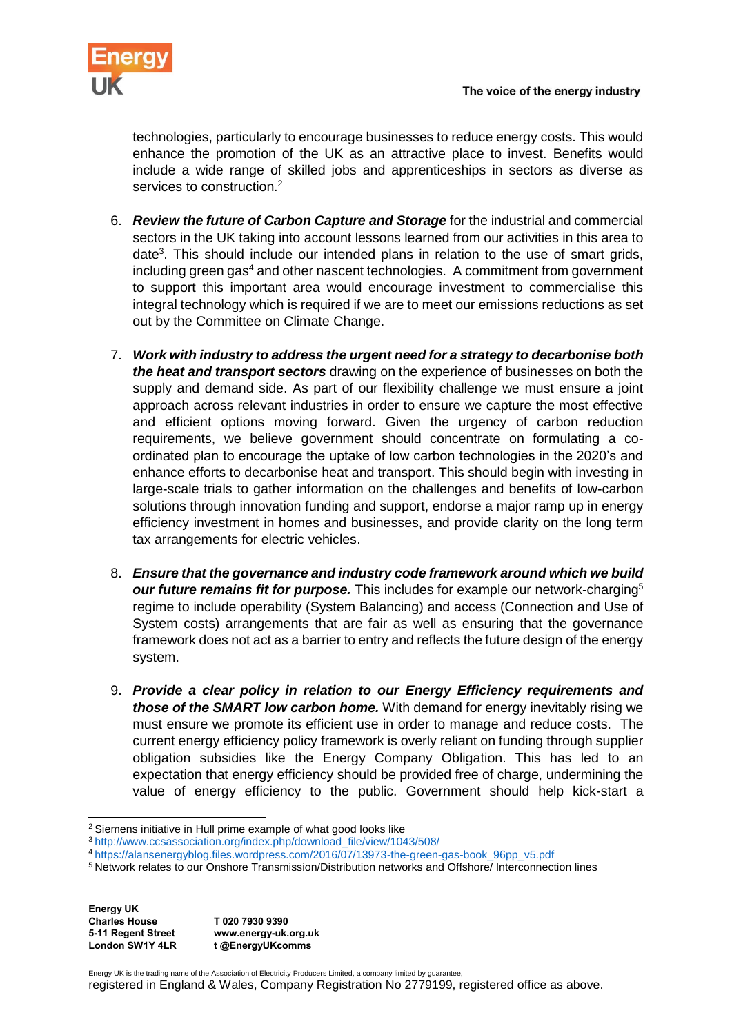technologies, particularly to encourage businesses to reduce energy costs. This would enhance the promotion of the UK as an attractive place to invest. Benefits would include a wide range of skilled jobs and apprenticeships in sectors as diverse as services to construction.[2]

6. ***Review the future of Carbon Capture and Storage*** for the industrial and commercial sectors in the UK taking into account lessons learned from our activities in this area to date[3]. This should include our intended plans in relation to the use of smart grids, including green gas[4] and other nascent technologies. A commitment from government to support this important area would encourage investment to commercialise this integral technology which is required if we are to meet our emissions reductions as set out by the Committee on Climate Change.

7. ***Work with industry to address the urgent need for a strategy to decarbonise both the heat and transport sectors*** drawing on the experience of businesses on both the supply and demand side. As part of our flexibility challenge we must ensure a joint approach across relevant industries in order to ensure we capture the most effective and efficient options moving forward. Given the urgency of carbon reduction requirements, we believe government should concentrate on formulating a co-ordinated plan to encourage the uptake of low carbon technologies in the 2020's and enhance efforts to decarbonise heat and transport. This should begin with investing in large-scale trials to gather information on the challenges and benefits of low-carbon solutions through innovation funding and support, endorse a major ramp up in energy efficiency investment in homes and businesses, and provide clarity on the long term tax arrangements for electric vehicles.

8. ***Ensure that the governance and industry code framework around which we build our future remains fit for purpose.*** This includes for example our network-charging[5] regime to include operability (System Balancing) and access (Connection and Use of System costs) arrangements that are fair as well as ensuring that the governance framework does not act as a barrier to entry and reflects the future design of the energy system.

9. ***Provide a clear policy in relation to our Energy Efficiency requirements and those of the SMART low carbon home.*** With demand for energy inevitably rising we must ensure we promote its efficient use in order to manage and reduce costs. The current energy efficiency policy framework is overly reliant on funding through supplier obligation subsidies like the Energy Company Obligation. This has led to an expectation that energy efficiency should be provided free of charge, undermining the value of energy efficiency to the public. Government should help kick-start a

---

[2] Siemens initiative in Hull prime example of what good looks like

[3] http://www.ccsassociation.org/index.php/download_file/view/1043/508/

[4] https://alansenergyblog.files.wordpress.com/2016/07/13973-the-green-gas-book_96pp_v5.pdf

[5] Network relates to our Onshore Transmission/Distribution networks and Offshore/ Interconnection lines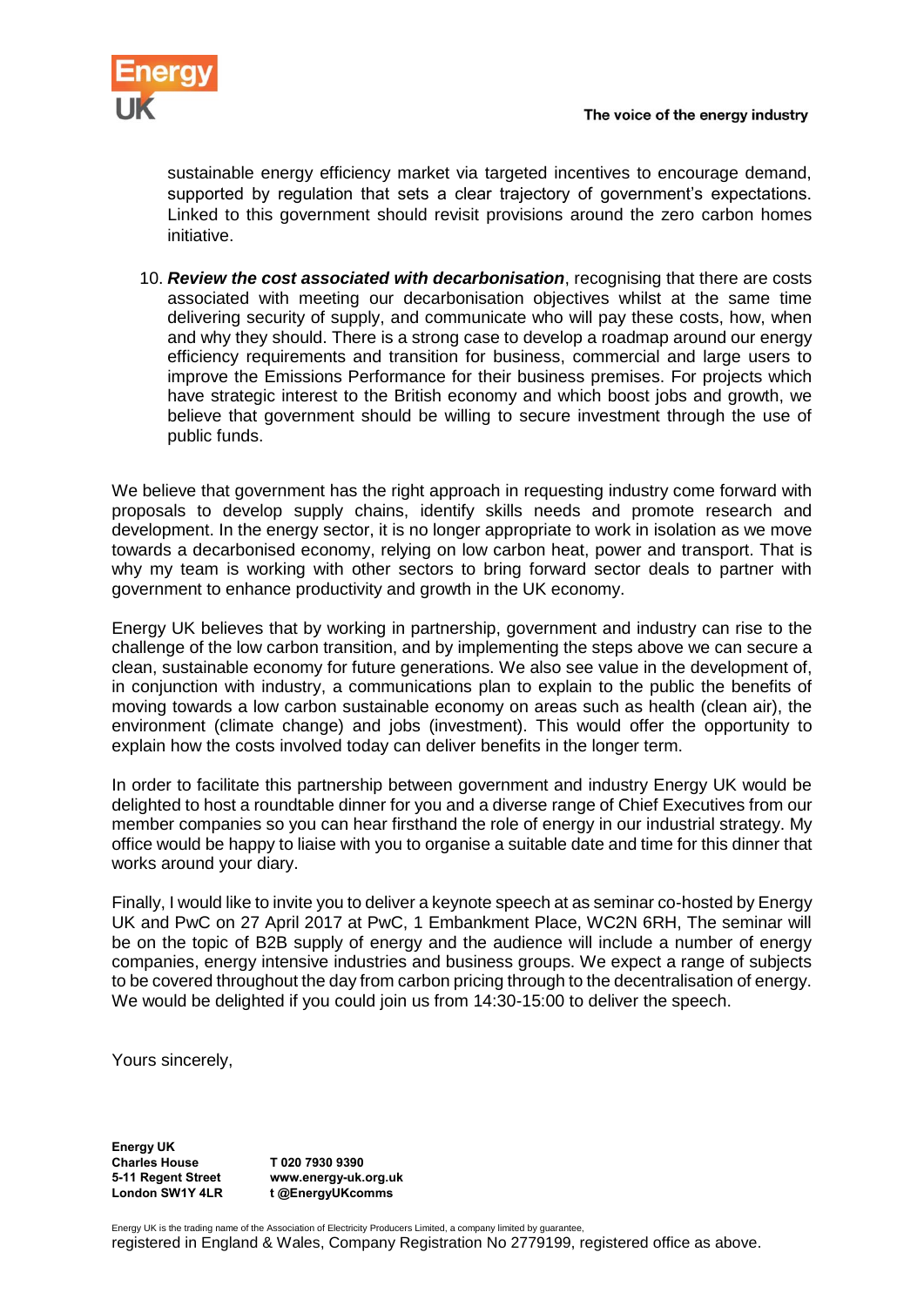sustainable energy efficiency market via targeted incentives to encourage demand, supported by regulation that sets a clear trajectory of government's expectations. Linked to this government should revisit provisions around the zero carbon homes initiative.

10. ***Review the cost associated with decarbonisation***, recognising that there are costs associated with meeting our decarbonisation objectives whilst at the same time delivering security of supply, and communicate who will pay these costs, how, when and why they should. There is a strong case to develop a roadmap around our energy efficiency requirements and transition for business, commercial and large users to improve the Emissions Performance for their business premises. For projects which have strategic interest to the British economy and which boost jobs and growth, we believe that government should be willing to secure investment through the use of public funds.

We believe that government has the right approach in requesting industry come forward with proposals to develop supply chains, identify skills needs and promote research and development. In the energy sector, it is no longer appropriate to work in isolation as we move towards a decarbonised economy, relying on low carbon heat, power and transport. That is why my team is working with other sectors to bring forward sector deals to partner with government to enhance productivity and growth in the UK economy.

Energy UK believes that by working in partnership, government and industry can rise to the challenge of the low carbon transition, and by implementing the steps above we can secure a clean, sustainable economy for future generations. We also see value in the development of, in conjunction with industry, a communications plan to explain to the public the benefits of moving towards a low carbon sustainable economy on areas such as health (clean air), the environment (climate change) and jobs (investment). This would offer the opportunity to explain how the costs involved today can deliver benefits in the longer term.

In order to facilitate this partnership between government and industry Energy UK would be delighted to host a roundtable dinner for you and a diverse range of Chief Executives from our member companies so you can hear firsthand the role of energy in our industrial strategy. My office would be happy to liaise with you to organise a suitable date and time for this dinner that works around your diary.

Finally, I would like to invite you to deliver a keynote speech at as seminar co-hosted by Energy UK and PwC on 27 April 2017 at PwC, 1 Embankment Place, WC2N 6RH, The seminar will be on the topic of B2B supply of energy and the audience will include a number of energy companies, energy intensive industries and business groups. We expect a range of subjects to be covered throughout the day from carbon pricing through to the decentralisation of energy. We would be delighted if you could join us from 14:30-15:00 to deliver the speech.

Yours sincerely,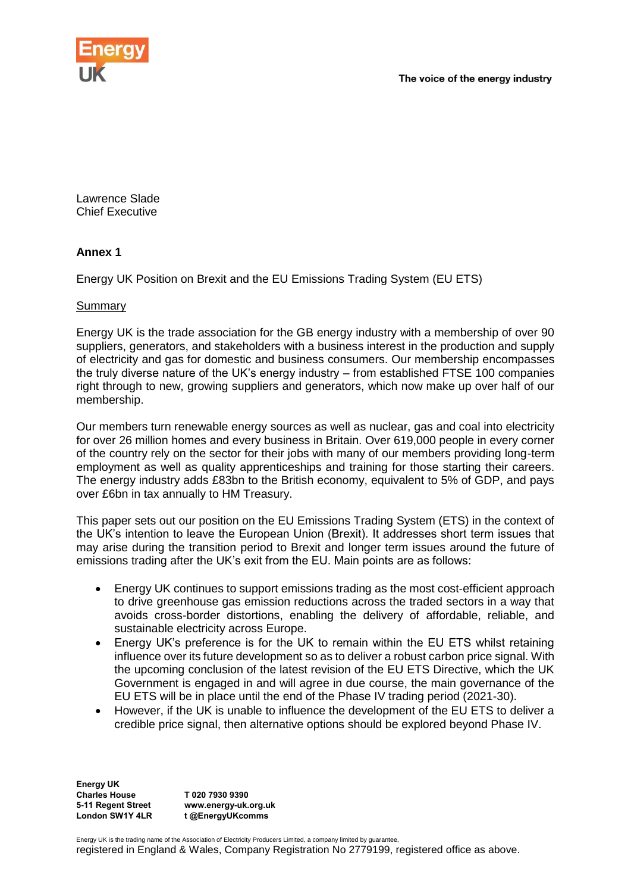Lawrence Slade
Chief Executive

**Annex 1**

Energy UK Position on Brexit and the EU Emissions Trading System (EU ETS)

<u>Summary</u>

Energy UK is the trade association for the GB energy industry with a membership of over 90 suppliers, generators, and stakeholders with a business interest in the production and supply of electricity and gas for domestic and business consumers. Our membership encompasses the truly diverse nature of the UK's energy industry – from established FTSE 100 companies right through to new, growing suppliers and generators, which now make up over half of our membership.

Our members turn renewable energy sources as well as nuclear, gas and coal into electricity for over 26 million homes and every business in Britain. Over 619,000 people in every corner of the country rely on the sector for their jobs with many of our members providing long-term employment as well as quality apprenticeships and training for those starting their careers. The energy industry adds £83bn to the British economy, equivalent to 5% of GDP, and pays over £6bn in tax annually to HM Treasury.

This paper sets out our position on the EU Emissions Trading System (ETS) in the context of the UK's intention to leave the European Union (Brexit). It addresses short term issues that may arise during the transition period to Brexit and longer term issues around the future of emissions trading after the UK's exit from the EU. Main points are as follows:

- Energy UK continues to support emissions trading as the most cost-efficient approach to drive greenhouse gas emission reductions across the traded sectors in a way that avoids cross-border distortions, enabling the delivery of affordable, reliable, and sustainable electricity across Europe.
- Energy UK's preference is for the UK to remain within the EU ETS whilst retaining influence over its future development so as to deliver a robust carbon price signal. With the upcoming conclusion of the latest revision of the EU ETS Directive, which the UK Government is engaged in and will agree in due course, the main governance of the EU ETS will be in place until the end of the Phase IV trading period (2021-30).
- However, if the UK is unable to influence the development of the EU ETS to deliver a credible price signal, then alternative options should be explored beyond Phase IV.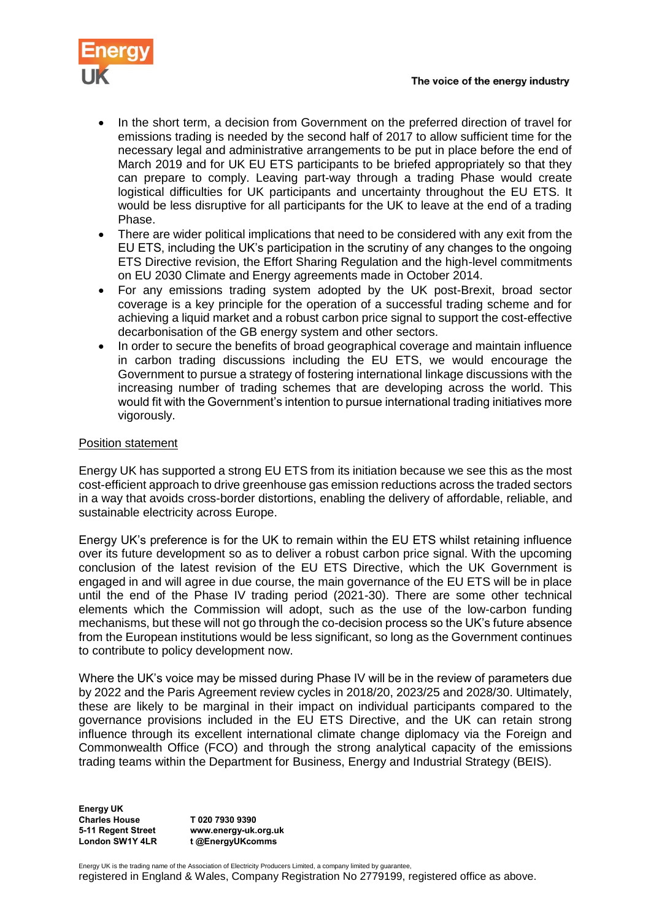- In the short term, a decision from Government on the preferred direction of travel for emissions trading is needed by the second half of 2017 to allow sufficient time for the necessary legal and administrative arrangements to be put in place before the end of March 2019 and for UK EU ETS participants to be briefed appropriately so that they can prepare to comply. Leaving part-way through a trading Phase would create logistical difficulties for UK participants and uncertainty throughout the EU ETS. It would be less disruptive for all participants for the UK to leave at the end of a trading Phase.
- There are wider political implications that need to be considered with any exit from the EU ETS, including the UK's participation in the scrutiny of any changes to the ongoing ETS Directive revision, the Effort Sharing Regulation and the high-level commitments on EU 2030 Climate and Energy agreements made in October 2014.
- For any emissions trading system adopted by the UK post-Brexit, broad sector coverage is a key principle for the operation of a successful trading scheme and for achieving a liquid market and a robust carbon price signal to support the cost-effective decarbonisation of the GB energy system and other sectors.
- In order to secure the benefits of broad geographical coverage and maintain influence in carbon trading discussions including the EU ETS, we would encourage the Government to pursue a strategy of fostering international linkage discussions with the increasing number of trading schemes that are developing across the world. This would fit with the Government's intention to pursue international trading initiatives more vigorously.

Position statement

Energy UK has supported a strong EU ETS from its initiation because we see this as the most cost-efficient approach to drive greenhouse gas emission reductions across the traded sectors in a way that avoids cross-border distortions, enabling the delivery of affordable, reliable, and sustainable electricity across Europe.

Energy UK's preference is for the UK to remain within the EU ETS whilst retaining influence over its future development so as to deliver a robust carbon price signal. With the upcoming conclusion of the latest revision of the EU ETS Directive, which the UK Government is engaged in and will agree in due course, the main governance of the EU ETS will be in place until the end of the Phase IV trading period (2021-30). There are some other technical elements which the Commission will adopt, such as the use of the low-carbon funding mechanisms, but these will not go through the co-decision process so the UK's future absence from the European institutions would be less significant, so long as the Government continues to contribute to policy development now.

Where the UK's voice may be missed during Phase IV will be in the review of parameters due by 2022 and the Paris Agreement review cycles in 2018/20, 2023/25 and 2028/30. Ultimately, these are likely to be marginal in their impact on individual participants compared to the governance provisions included in the EU ETS Directive, and the UK can retain strong influence through its excellent international climate change diplomacy via the Foreign and Commonwealth Office (FCO) and through the strong analytical capacity of the emissions trading teams within the Department for Business, Energy and Industrial Strategy (BEIS).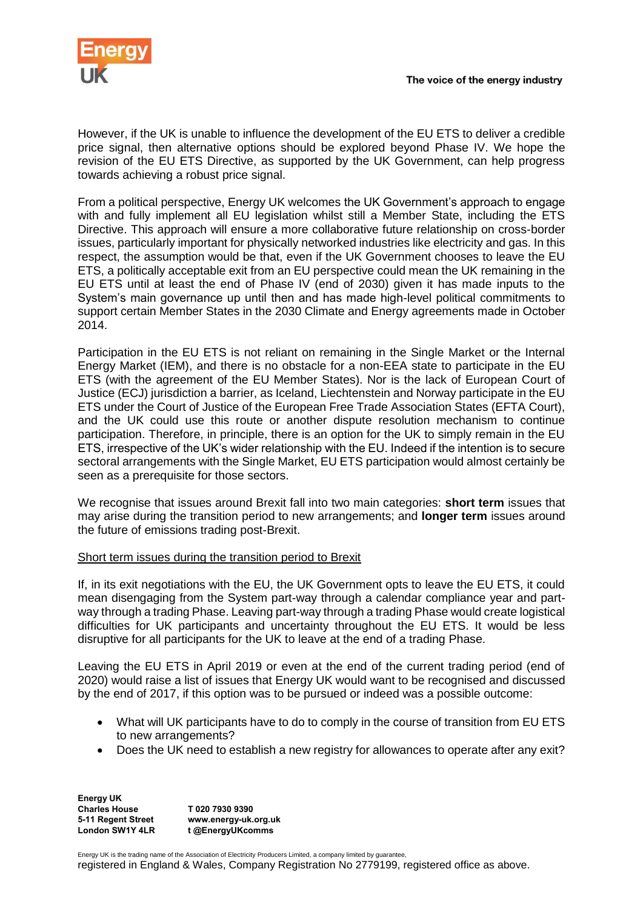However, if the UK is unable to influence the development of the EU ETS to deliver a credible price signal, then alternative options should be explored beyond Phase IV. We hope the revision of the EU ETS Directive, as supported by the UK Government, can help progress towards achieving a robust price signal.

From a political perspective, Energy UK welcomes the UK Government's approach to engage with and fully implement all EU legislation whilst still a Member State, including the ETS Directive. This approach will ensure a more collaborative future relationship on cross-border issues, particularly important for physically networked industries like electricity and gas. In this respect, the assumption would be that, even if the UK Government chooses to leave the EU ETS, a politically acceptable exit from an EU perspective could mean the UK remaining in the EU ETS until at least the end of Phase IV (end of 2030) given it has made inputs to the System's main governance up until then and has made high-level political commitments to support certain Member States in the 2030 Climate and Energy agreements made in October 2014.

Participation in the EU ETS is not reliant on remaining in the Single Market or the Internal Energy Market (IEM), and there is no obstacle for a non-EEA state to participate in the EU ETS (with the agreement of the EU Member States). Nor is the lack of European Court of Justice (ECJ) jurisdiction a barrier, as Iceland, Liechtenstein and Norway participate in the EU ETS under the Court of Justice of the European Free Trade Association States (EFTA Court), and the UK could use this route or another dispute resolution mechanism to continue participation. Therefore, in principle, there is an option for the UK to simply remain in the EU ETS, irrespective of the UK's wider relationship with the EU. Indeed if the intention is to secure sectoral arrangements with the Single Market, EU ETS participation would almost certainly be seen as a prerequisite for those sectors.

We recognise that issues around Brexit fall into two main categories: **short term** issues that may arise during the transition period to new arrangements; and **longer term** issues around the future of emissions trading post-Brexit.

Short term issues during the transition period to Brexit

If, in its exit negotiations with the EU, the UK Government opts to leave the EU ETS, it could mean disengaging from the System part-way through a calendar compliance year and part-way through a trading Phase. Leaving part-way through a trading Phase would create logistical difficulties for UK participants and uncertainty throughout the EU ETS. It would be less disruptive for all participants for the UK to leave at the end of a trading Phase.

Leaving the EU ETS in April 2019 or even at the end of the current trading period (end of 2020) would raise a list of issues that Energy UK would want to be recognised and discussed by the end of 2017, if this option was to be pursued or indeed was a possible outcome:

- What will UK participants have to do to comply in the course of transition from EU ETS to new arrangements?
- Does the UK need to establish a new registry for allowances to operate after any exit?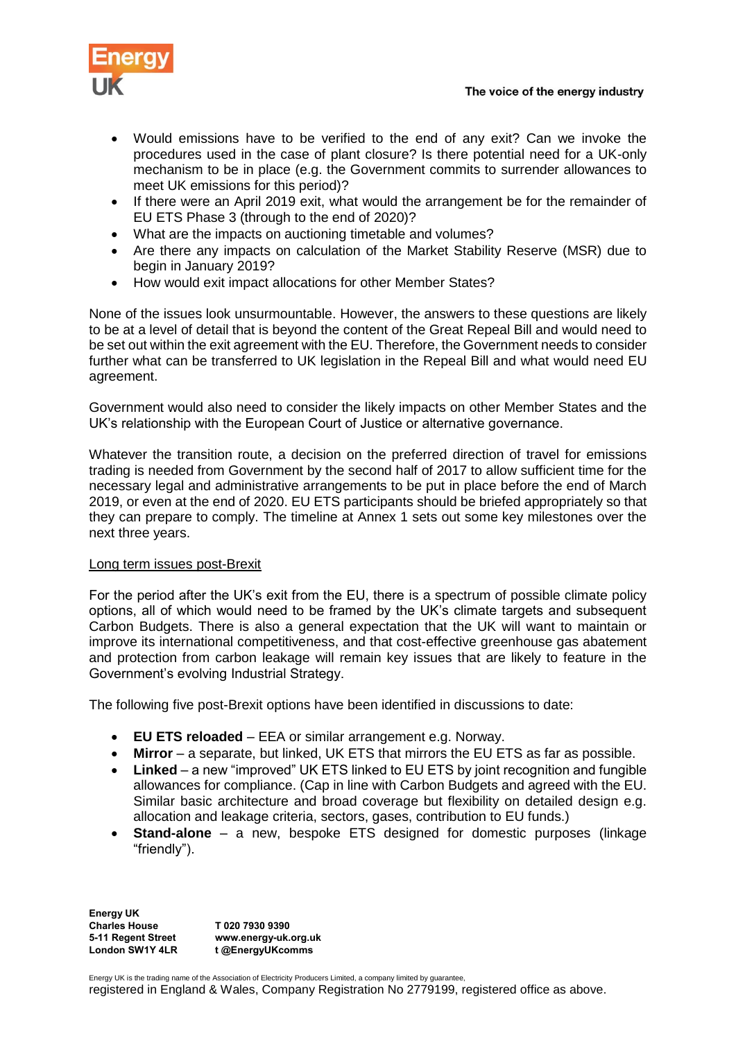- Would emissions have to be verified to the end of any exit? Can we invoke the procedures used in the case of plant closure? Is there potential need for a UK-only mechanism to be in place (e.g. the Government commits to surrender allowances to meet UK emissions for this period)?
- If there were an April 2019 exit, what would the arrangement be for the remainder of EU ETS Phase 3 (through to the end of 2020)?
- What are the impacts on auctioning timetable and volumes?
- Are there any impacts on calculation of the Market Stability Reserve (MSR) due to begin in January 2019?
- How would exit impact allocations for other Member States?

None of the issues look unsurmountable. However, the answers to these questions are likely to be at a level of detail that is beyond the content of the Great Repeal Bill and would need to be set out within the exit agreement with the EU. Therefore, the Government needs to consider further what can be transferred to UK legislation in the Repeal Bill and what would need EU agreement.

Government would also need to consider the likely impacts on other Member States and the UK's relationship with the European Court of Justice or alternative governance.

Whatever the transition route, a decision on the preferred direction of travel for emissions trading is needed from Government by the second half of 2017 to allow sufficient time for the necessary legal and administrative arrangements to be put in place before the end of March 2019, or even at the end of 2020. EU ETS participants should be briefed appropriately so that they can prepare to comply. The timeline at Annex 1 sets out some key milestones over the next three years.

<u>Long term issues post-Brexit</u>

For the period after the UK's exit from the EU, there is a spectrum of possible climate policy options, all of which would need to be framed by the UK's climate targets and subsequent Carbon Budgets. There is also a general expectation that the UK will want to maintain or improve its international competitiveness, and that cost-effective greenhouse gas abatement and protection from carbon leakage will remain key issues that are likely to feature in the Government's evolving Industrial Strategy.

The following five post-Brexit options have been identified in discussions to date:

- **EU ETS reloaded** – EEA or similar arrangement e.g. Norway.
- **Mirror** – a separate, but linked, UK ETS that mirrors the EU ETS as far as possible.
- **Linked** – a new "improved" UK ETS linked to EU ETS by joint recognition and fungible allowances for compliance. (Cap in line with Carbon Budgets and agreed with the EU. Similar basic architecture and broad coverage but flexibility on detailed design e.g. allocation and leakage criteria, sectors, gases, contribution to EU funds.)
- **Stand-alone** – a new, bespoke ETS designed for domestic purposes (linkage "friendly").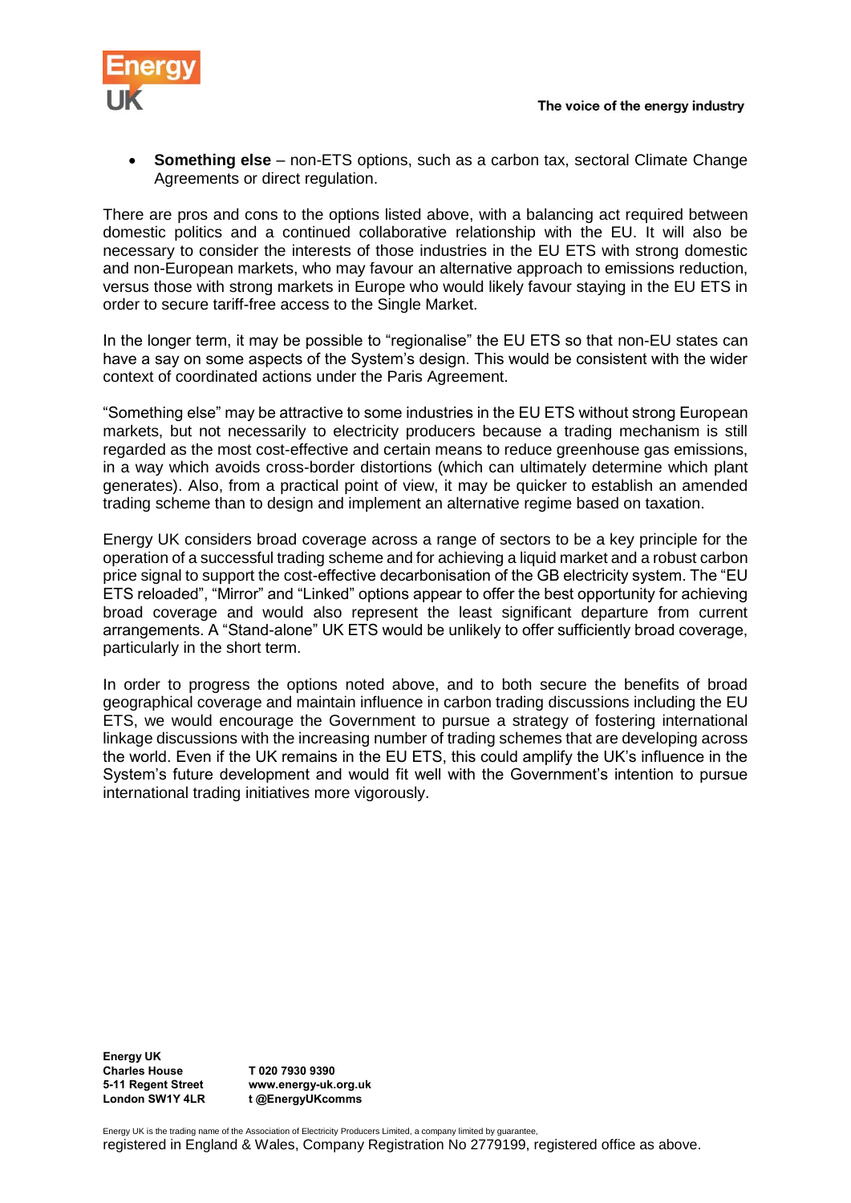- **Something else** – non-ETS options, such as a carbon tax, sectoral Climate Change Agreements or direct regulation.

There are pros and cons to the options listed above, with a balancing act required between domestic politics and a continued collaborative relationship with the EU. It will also be necessary to consider the interests of those industries in the EU ETS with strong domestic and non-European markets, who may favour an alternative approach to emissions reduction, versus those with strong markets in Europe who would likely favour staying in the EU ETS in order to secure tariff-free access to the Single Market.

In the longer term, it may be possible to "regionalise" the EU ETS so that non-EU states can have a say on some aspects of the System's design. This would be consistent with the wider context of coordinated actions under the Paris Agreement.

"Something else" may be attractive to some industries in the EU ETS without strong European markets, but not necessarily to electricity producers because a trading mechanism is still regarded as the most cost-effective and certain means to reduce greenhouse gas emissions, in a way which avoids cross-border distortions (which can ultimately determine which plant generates). Also, from a practical point of view, it may be quicker to establish an amended trading scheme than to design and implement an alternative regime based on taxation.

Energy UK considers broad coverage across a range of sectors to be a key principle for the operation of a successful trading scheme and for achieving a liquid market and a robust carbon price signal to support the cost-effective decarbonisation of the GB electricity system. The "EU ETS reloaded", "Mirror" and "Linked" options appear to offer the best opportunity for achieving broad coverage and would also represent the least significant departure from current arrangements. A "Stand-alone" UK ETS would be unlikely to offer sufficiently broad coverage, particularly in the short term.

In order to progress the options noted above, and to both secure the benefits of broad geographical coverage and maintain influence in carbon trading discussions including the EU ETS, we would encourage the Government to pursue a strategy of fostering international linkage discussions with the increasing number of trading schemes that are developing across the world. Even if the UK remains in the EU ETS, this could amplify the UK's influence in the System's future development and would fit well with the Government's intention to pursue international trading initiatives more vigorously.